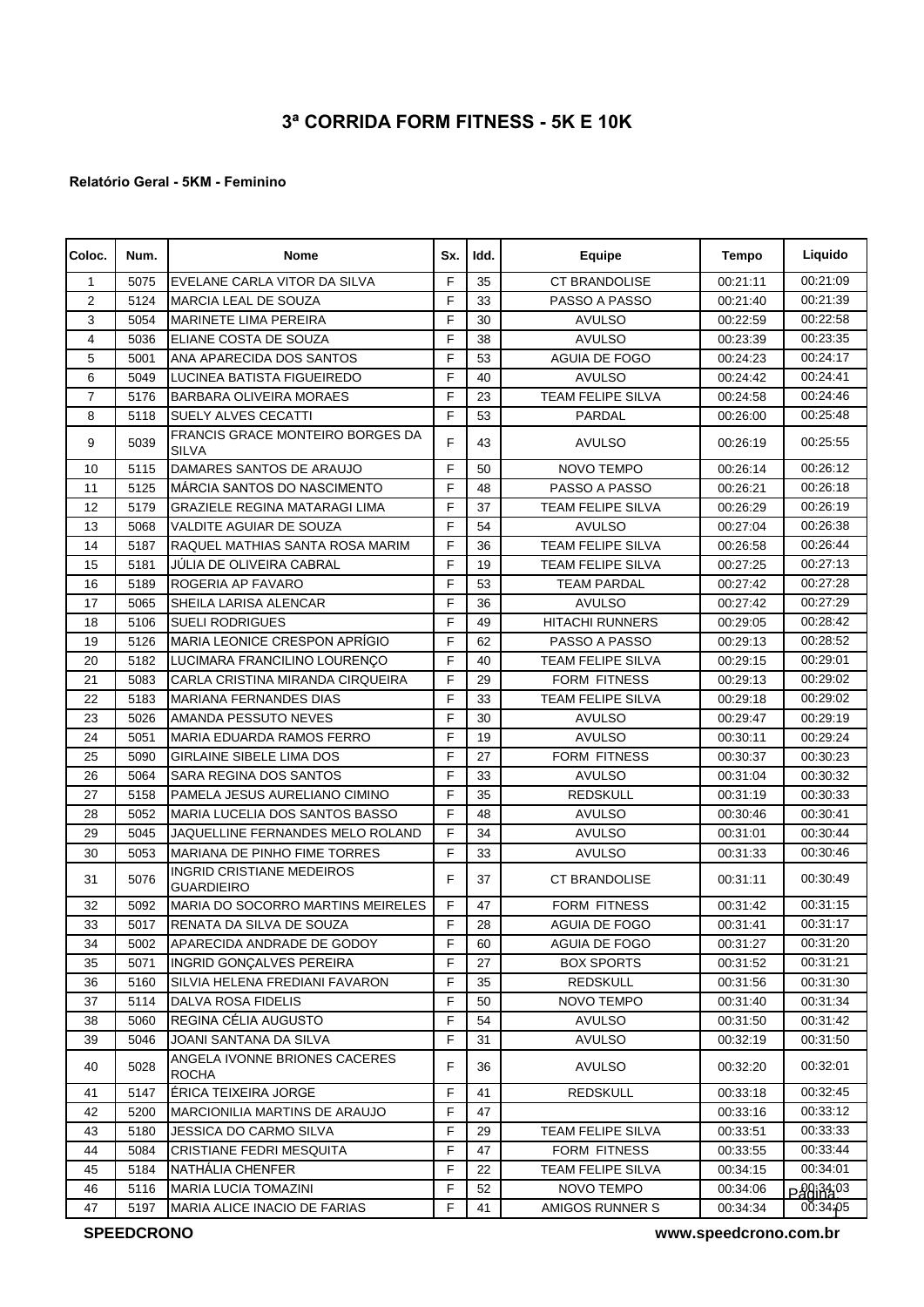# 3ª CORRIDA FORM FITNESS - 5K E 10K

**Relatório Geral - 5KM - Feminino**

| Coloc. | Num. | Nome | Sx. | Idd. | Equipe | Tempo | Liquido |
|---|---|---|---|---|---|---|---|
| 1 | 5075 | EVELANE CARLA VITOR DA SILVA | F | 35 | CT BRANDOLISE | 00:21:11 | 00:21:09 |
| 2 | 5124 | MARCIA LEAL DE SOUZA | F | 33 | PASSO A PASSO | 00:21:40 | 00:21:39 |
| 3 | 5054 | MARINETE LIMA PEREIRA | F | 30 | AVULSO | 00:22:59 | 00:22:58 |
| 4 | 5036 | ELIANE COSTA DE SOUZA | F | 38 | AVULSO | 00:23:39 | 00:23:35 |
| 5 | 5001 | ANA APARECIDA DOS SANTOS | F | 53 | AGUIA DE FOGO | 00:24:23 | 00:24:17 |
| 6 | 5049 | LUCINEA BATISTA FIGUEIREDO | F | 40 | AVULSO | 00:24:42 | 00:24:41 |
| 7 | 5176 | BARBARA OLIVEIRA MORAES | F | 23 | TEAM FELIPE SILVA | 00:24:58 | 00:24:46 |
| 8 | 5118 | SUELY ALVES CECATTI | F | 53 | PARDAL | 00:26:00 | 00:25:48 |
| 9 | 5039 | FRANCIS GRACE MONTEIRO BORGES DA SILVA | F | 43 | AVULSO | 00:26:19 | 00:25:55 |
| 10 | 5115 | DAMARES SANTOS DE ARAUJO | F | 50 | NOVO TEMPO | 00:26:14 | 00:26:12 |
| 11 | 5125 | MÁRCIA SANTOS DO NASCIMENTO | F | 48 | PASSO A PASSO | 00:26:21 | 00:26:18 |
| 12 | 5179 | GRAZIELE REGINA MATARAGI LIMA | F | 37 | TEAM FELIPE SILVA | 00:26:29 | 00:26:19 |
| 13 | 5068 | VALDITE AGUIAR DE SOUZA | F | 54 | AVULSO | 00:27:04 | 00:26:38 |
| 14 | 5187 | RAQUEL MATHIAS SANTA ROSA MARIM | F | 36 | TEAM FELIPE SILVA | 00:26:58 | 00:26:44 |
| 15 | 5181 | JÚLIA DE OLIVEIRA CABRAL | F | 19 | TEAM FELIPE SILVA | 00:27:25 | 00:27:13 |
| 16 | 5189 | ROGERIA AP FAVARO | F | 53 | TEAM PARDAL | 00:27:42 | 00:27:28 |
| 17 | 5065 | SHEILA LARISA ALENCAR | F | 36 | AVULSO | 00:27:42 | 00:27:29 |
| 18 | 5106 | SUELI RODRIGUES | F | 49 | HITACHI RUNNERS | 00:29:05 | 00:28:42 |
| 19 | 5126 | MARIA LEONICE CRESPON APRÍGIO | F | 62 | PASSO A PASSO | 00:29:13 | 00:28:52 |
| 20 | 5182 | LUCIMARA FRANCILINO LOURENÇO | F | 40 | TEAM FELIPE SILVA | 00:29:15 | 00:29:01 |
| 21 | 5083 | CARLA CRISTINA MIRANDA CIRQUEIRA | F | 29 | FORM FITNESS | 00:29:13 | 00:29:02 |
| 22 | 5183 | MARIANA FERNANDES DIAS | F | 33 | TEAM FELIPE SILVA | 00:29:18 | 00:29:02 |
| 23 | 5026 | AMANDA PESSUTO NEVES | F | 30 | AVULSO | 00:29:47 | 00:29:19 |
| 24 | 5051 | MARIA EDUARDA RAMOS FERRO | F | 19 | AVULSO | 00:30:11 | 00:29:24 |
| 25 | 5090 | GIRLAINE SIBELE LIMA DOS | F | 27 | FORM FITNESS | 00:30:37 | 00:30:23 |
| 26 | 5064 | SARA REGINA DOS SANTOS | F | 33 | AVULSO | 00:31:04 | 00:30:32 |
| 27 | 5158 | PAMELA JESUS AURELIANO CIMINO | F | 35 | REDSKULL | 00:31:19 | 00:30:33 |
| 28 | 5052 | MARIA LUCELIA DOS SANTOS BASSO | F | 48 | AVULSO | 00:30:46 | 00:30:41 |
| 29 | 5045 | JAQUELLINE FERNANDES MELO ROLAND | F | 34 | AVULSO | 00:31:01 | 00:30:44 |
| 30 | 5053 | MARIANA DE PINHO FIME TORRES | F | 33 | AVULSO | 00:31:33 | 00:30:46 |
| 31 | 5076 | INGRID CRISTIANE MEDEIROS GUARDIEIRO | F | 37 | CT BRANDOLISE | 00:31:11 | 00:30:49 |
| 32 | 5092 | MARIA DO SOCORRO MARTINS MEIRELES | F | 47 | FORM FITNESS | 00:31:42 | 00:31:15 |
| 33 | 5017 | RENATA DA SILVA DE SOUZA | F | 28 | AGUIA DE FOGO | 00:31:41 | 00:31:17 |
| 34 | 5002 | APARECIDA ANDRADE DE GODOY | F | 60 | AGUIA DE FOGO | 00:31:27 | 00:31:20 |
| 35 | 5071 | INGRID GONÇALVES PEREIRA | F | 27 | BOX SPORTS | 00:31:52 | 00:31:21 |
| 36 | 5160 | SILVIA HELENA FREDIANI FAVARON | F | 35 | REDSKULL | 00:31:56 | 00:31:30 |
| 37 | 5114 | DALVA ROSA FIDELIS | F | 50 | NOVO TEMPO | 00:31:40 | 00:31:34 |
| 38 | 5060 | REGINA CÉLIA AUGUSTO | F | 54 | AVULSO | 00:31:50 | 00:31:42 |
| 39 | 5046 | JOANI SANTANA DA SILVA | F | 31 | AVULSO | 00:32:19 | 00:31:50 |
| 40 | 5028 | ANGELA IVONNE BRIONES CACERES ROCHA | F | 36 | AVULSO | 00:32:20 | 00:32:01 |
| 41 | 5147 | ÉRICA TEIXEIRA JORGE | F | 41 | REDSKULL | 00:33:18 | 00:32:45 |
| 42 | 5200 | MARCIONILIA MARTINS DE ARAUJO | F | 47 | | 00:33:16 | 00:33:12 |
| 43 | 5180 | JESSICA DO CARMO SILVA | F | 29 | TEAM FELIPE SILVA | 00:33:51 | 00:33:33 |
| 44 | 5084 | CRISTIANE FEDRI MESQUITA | F | 47 | FORM FITNESS | 00:33:55 | 00:33:44 |
| 45 | 5184 | NATHÁLIA CHENFER | F | 22 | TEAM FELIPE SILVA | 00:34:15 | 00:34:01 |
| 46 | 5116 | MARIA LUCIA TOMAZINI | F | 52 | NOVO TEMPO | 00:34:06 | 00:34:03 |
| 47 | 5197 | MARIA ALICE INACIO DE FARIAS | F | 41 | AMIGOS RUNNER S | 00:34:34 | 00:34:05 |

**SPEEDCRONO** www.speedcrono.com.br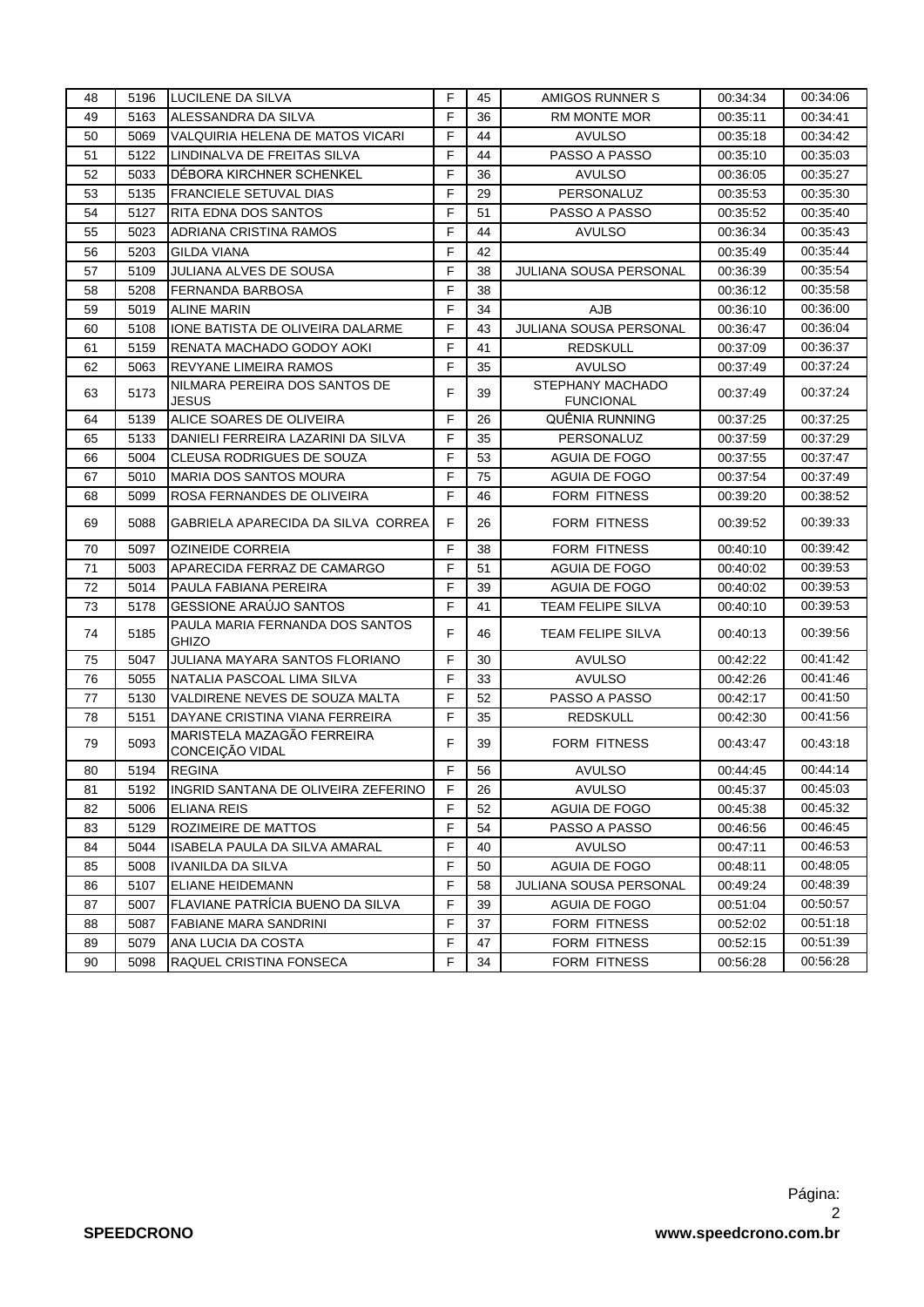| | | | | | | | |
|---|---|---|---|---|---|---|---|
| 48 | 5196 | LUCILENE DA SILVA | F | 45 | AMIGOS RUNNER S | 00:34:34 | 00:34:06 |
| 49 | 5163 | ALESSANDRA DA SILVA | F | 36 | RM MONTE MOR | 00:35:11 | 00:34:41 |
| 50 | 5069 | VALQUIRIA HELENA DE MATOS VICARI | F | 44 | AVULSO | 00:35:18 | 00:34:42 |
| 51 | 5122 | LINDINALVA DE FREITAS SILVA | F | 44 | PASSO A PASSO | 00:35:10 | 00:35:03 |
| 52 | 5033 | DÉBORA KIRCHNER SCHENKEL | F | 36 | AVULSO | 00:36:05 | 00:35:27 |
| 53 | 5135 | FRANCIELE SETUVAL DIAS | F | 29 | PERSONALUZ | 00:35:53 | 00:35:30 |
| 54 | 5127 | RITA EDNA DOS SANTOS | F | 51 | PASSO A PASSO | 00:35:52 | 00:35:40 |
| 55 | 5023 | ADRIANA CRISTINA RAMOS | F | 44 | AVULSO | 00:36:34 | 00:35:43 |
| 56 | 5203 | GILDA VIANA | F | 42 | | 00:35:49 | 00:35:44 |
| 57 | 5109 | JULIANA ALVES DE SOUSA | F | 38 | JULIANA SOUSA PERSONAL | 00:36:39 | 00:35:54 |
| 58 | 5208 | FERNANDA BARBOSA | F | 38 | | 00:36:12 | 00:35:58 |
| 59 | 5019 | ALINE MARIN | F | 34 | AJB | 00:36:10 | 00:36:00 |
| 60 | 5108 | IONE BATISTA DE OLIVEIRA DALARME | F | 43 | JULIANA SOUSA PERSONAL | 00:36:47 | 00:36:04 |
| 61 | 5159 | RENATA MACHADO GODOY AOKI | F | 41 | REDSKULL | 00:37:09 | 00:36:37 |
| 62 | 5063 | REVYANE LIMEIRA RAMOS | F | 35 | AVULSO | 00:37:49 | 00:37:24 |
| 63 | 5173 | NILMARA PEREIRA DOS SANTOS DE JESUS | F | 39 | STEPHANY MACHADO FUNCIONAL | 00:37:49 | 00:37:24 |
| 64 | 5139 | ALICE SOARES DE OLIVEIRA | F | 26 | QUÊNIA RUNNING | 00:37:25 | 00:37:25 |
| 65 | 5133 | DANIELI FERREIRA LAZARINI DA SILVA | F | 35 | PERSONALUZ | 00:37:59 | 00:37:29 |
| 66 | 5004 | CLEUSA RODRIGUES DE SOUZA | F | 53 | AGUIA DE FOGO | 00:37:55 | 00:37:47 |
| 67 | 5010 | MARIA DOS SANTOS MOURA | F | 75 | AGUIA DE FOGO | 00:37:54 | 00:37:49 |
| 68 | 5099 | ROSA FERNANDES DE OLIVEIRA | F | 46 | FORM FITNESS | 00:39:20 | 00:38:52 |
| 69 | 5088 | GABRIELA APARECIDA DA SILVA CORREA | F | 26 | FORM FITNESS | 00:39:52 | 00:39:33 |
| 70 | 5097 | OZINEIDE CORREIA | F | 38 | FORM FITNESS | 00:40:10 | 00:39:42 |
| 71 | 5003 | APARECIDA FERRAZ DE CAMARGO | F | 51 | AGUIA DE FOGO | 00:40:02 | 00:39:53 |
| 72 | 5014 | PAULA FABIANA PEREIRA | F | 39 | AGUIA DE FOGO | 00:40:02 | 00:39:53 |
| 73 | 5178 | GESSIONE ARAÚJO SANTOS | F | 41 | TEAM FELIPE SILVA | 00:40:10 | 00:39:53 |
| 74 | 5185 | PAULA MARIA FERNANDA DOS SANTOS GHIZO | F | 46 | TEAM FELIPE SILVA | 00:40:13 | 00:39:56 |
| 75 | 5047 | JULIANA MAYARA SANTOS FLORIANO | F | 30 | AVULSO | 00:42:22 | 00:41:42 |
| 76 | 5055 | NATALIA PASCOAL LIMA SILVA | F | 33 | AVULSO | 00:42:26 | 00:41:46 |
| 77 | 5130 | VALDIRENE NEVES DE SOUZA MALTA | F | 52 | PASSO A PASSO | 00:42:17 | 00:41:50 |
| 78 | 5151 | DAYANE CRISTINA VIANA FERREIRA | F | 35 | REDSKULL | 00:42:30 | 00:41:56 |
| 79 | 5093 | MARISTELA MAZAGÃO FERREIRA CONCEIÇÃO VIDAL | F | 39 | FORM FITNESS | 00:43:47 | 00:43:18 |
| 80 | 5194 | REGINA | F | 56 | AVULSO | 00:44:45 | 00:44:14 |
| 81 | 5192 | INGRID SANTANA DE OLIVEIRA ZEFERINO | F | 26 | AVULSO | 00:45:37 | 00:45:03 |
| 82 | 5006 | ELIANA REIS | F | 52 | AGUIA DE FOGO | 00:45:38 | 00:45:32 |
| 83 | 5129 | ROZIMEIRE DE MATTOS | F | 54 | PASSO A PASSO | 00:46:56 | 00:46:45 |
| 84 | 5044 | ISABELA PAULA DA SILVA AMARAL | F | 40 | AVULSO | 00:47:11 | 00:46:53 |
| 85 | 5008 | IVANILDA DA SILVA | F | 50 | AGUIA DE FOGO | 00:48:11 | 00:48:05 |
| 86 | 5107 | ELIANE HEIDEMANN | F | 58 | JULIANA SOUSA PERSONAL | 00:49:24 | 00:48:39 |
| 87 | 5007 | FLAVIANE PATRÍCIA BUENO DA SILVA | F | 39 | AGUIA DE FOGO | 00:51:04 | 00:50:57 |
| 88 | 5087 | FABIANE MARA SANDRINI | F | 37 | FORM FITNESS | 00:52:02 | 00:51:18 |
| 89 | 5079 | ANA LUCIA DA COSTA | F | 47 | FORM FITNESS | 00:52:15 | 00:51:39 |
| 90 | 5098 | RAQUEL CRISTINA FONSECA | F | 34 | FORM FITNESS | 00:56:28 | 00:56:28 |